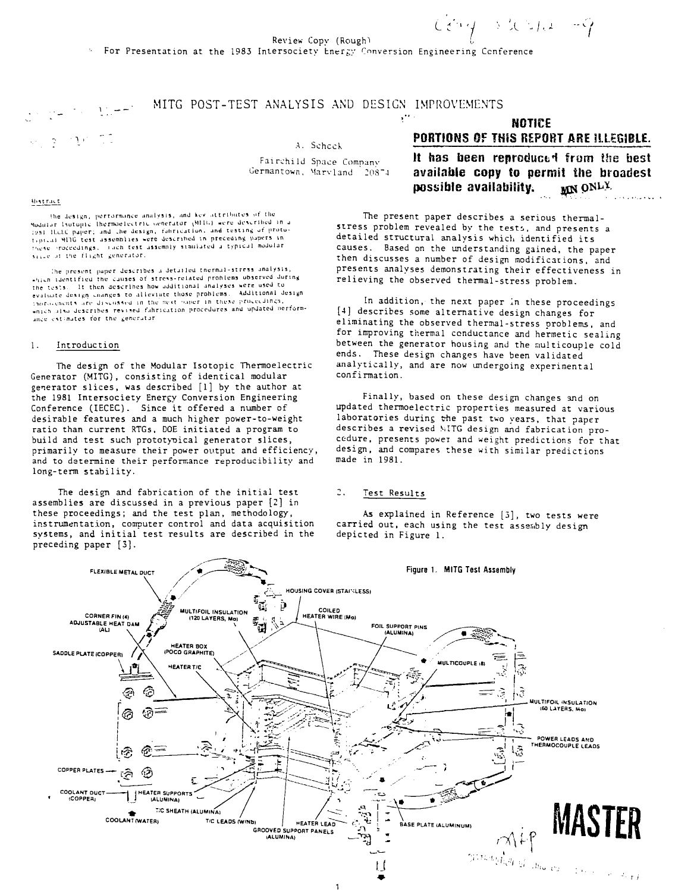Review Copy (Rough)

For Presentation at the 1983 Intersociety Energy Conversion Engineering Conference

# MITG POST-TEST ANALYSIS AND DESIGN IMPROVEMENTS

**NOTICE**
**PORTIONS OF THIS REPORT ARE ILLEGIBLE.**
**It has been reproduced from the best available copy to permit the broadest possible availability.**

A. Schock

Fairchild Space Company
Germantown, Maryland 20874

## Abstract

The design, performance analysis, and key attributes of the Modular Isotopic Thermoelectric Generator (MITG) were described in a 1981 IECEC paper; and the design, fabrication, and testing of prototypical MITG test assemblies were described in preceding papers in these proceedings. Each test assembly simulated a typical modular slice of the flight generator.

The present paper describes a detailed thermal-stress analysis, which identified the causes of stress-related problems observed during the tests. It then describes how additional analyses were used to evaluate design changes to alleviate those problems. Additional design improvements are discussed in the next paper in these proceedings, which also describes revised fabrication procedures and updated performance estimates for the generator.

## 1. Introduction

The design of the Modular Isotopic Thermoelectric Generator (MITG), consisting of identical modular generator slices, was described [1] by the author at the 1981 Intersociety Energy Conversion Engineering Conference (IECEC). Since it offered a number of desirable features and a much higher power-to-weight ratio than current RTGs, DOE initiated a program to build and test such prototypical generator slices, primarily to measure their power output and efficiency, and to determine their performance reproducibility and long-term stability.

The design and fabrication of the initial test assemblies are discussed in a previous paper [2] in these proceedings; and the test plan, methodology, instrumentation, computer control and data acquisition systems, and initial test results are described in the preceding paper [3].

The present paper describes a serious thermal-stress problem revealed by the tests, and presents a detailed structural analysis which identified its causes. Based on the understanding gained, the paper then discusses a number of design modifications, and presents analyses demonstrating their effectiveness in relieving the observed thermal-stress problem.

In addition, the next paper in these proceedings [4] describes some alternative design changes for eliminating the observed thermal-stress problems, and for improving thermal conductance and hermetic sealing between the generator housing and the multicouple cold ends. These design changes have been validated analytically, and are now undergoing experimental confirmation.

Finally, based on these design changes and on updated thermoelectric properties measured at various laboratories during the past two years, that paper describes a revised MITG design and fabrication procedure, presents power and weight predictions for that design, and compares these with similar predictions made in 1981.

## 2. Test Results

As explained in Reference [3], two tests were carried out, each using the test assembly design depicted in Figure 1.

Figure 1. MITG Test Assembly

MASTER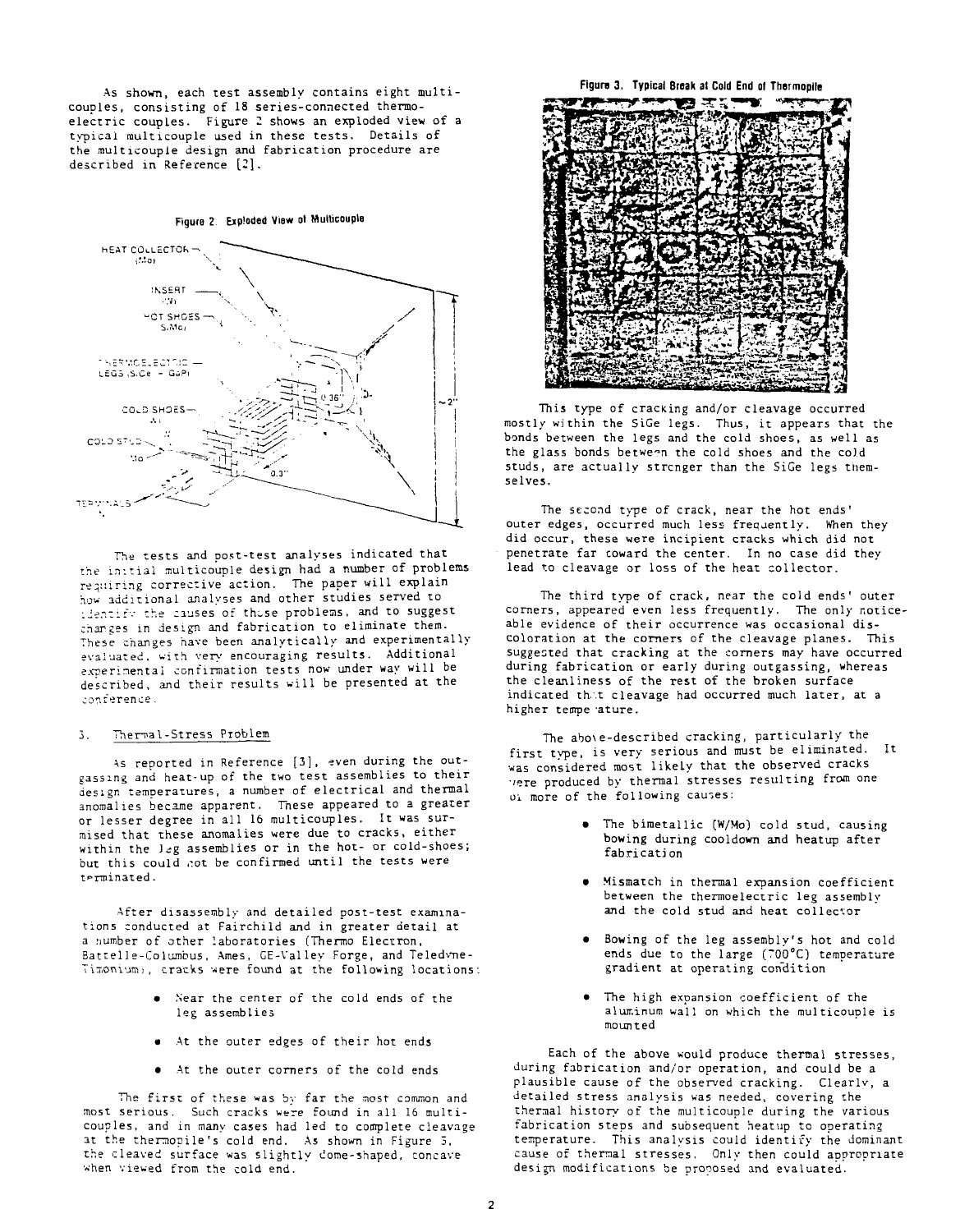As shown, each test assembly contains eight multicouples, consisting of 18 series-connected thermoelectric couples. Figure 2 shows an exploded view of a typical multicouple used in these tests. Details of the multicouple design and fabrication procedure are described in Reference [2].

Figure 2. Exploded View of Multicouple

The tests and post-test analyses indicated that the initial multicouple design had a number of problems requiring corrective action. The paper will explain how additional analyses and other studies served to identify the causes of those problems, and to suggest changes in design and fabrication to eliminate them. These changes have been analytically and experimentally evaluated, with very encouraging results. Additional experimental confirmation tests now under way will be described, and their results will be presented at the conference.

## 3. Thermal-Stress Problem

As reported in Reference [3], even during the outgassing and heat-up of the two test assemblies to their design temperatures, a number of electrical and thermal anomalies became apparent. These appeared to a greater or lesser degree in all 16 multicouples. It was surmised that these anomalies were due to cracks, either within the leg assemblies or in the hot- or cold-shoes; but this could not be confirmed until the tests were terminated.

After disassembly and detailed post-test examinations conducted at Fairchild and in greater detail at a number of other laboratories (Thermo Electron, Battelle-Columbus, Ames, GE-Valley Forge, and Teledyne-Timonium), cracks were found at the following locations:

- Near the center of the cold ends of the leg assemblies
- At the outer edges of their hot ends
- At the outer corners of the cold ends

The first of these was by far the most common and most serious. Such cracks were found in all 16 multicouples, and in many cases had led to complete cleavage at the thermopile's cold end. As shown in Figure 3, the cleaved surface was slightly dome-shaped, concave when viewed from the cold end.

Figure 3. Typical Break at Cold End of Thermopile

This type of cracking and/or cleavage occurred mostly within the SiGe legs. Thus, it appears that the bonds between the legs and the cold shoes, as well as the glass bonds between the cold shoes and the cold studs, are actually stronger than the SiGe legs themselves.

The second type of crack, near the hot ends' outer edges, occurred much less frequently. When they did occur, these were incipient cracks which did not penetrate far toward the center. In no case did they lead to cleavage or loss of the heat collector.

The third type of crack, near the cold ends' outer corners, appeared even less frequently. The only noticeable evidence of their occurrence was occasional discoloration at the corners of the cleavage planes. This suggested that cracking at the corners may have occurred during fabrication or early during outgassing, whereas the cleanliness of the rest of the broken surface indicated that cleavage had occurred much later, at a higher temperature.

The above-described cracking, particularly the first type, is very serious and must be eliminated. It was considered most likely that the observed cracks were produced by thermal stresses resulting from one or more of the following causes:

- The bimetallic (W/Mo) cold stud, causing bowing during cooldown and heatup after fabrication
- Mismatch in thermal expansion coefficient between the thermoelectric leg assembly and the cold stud and heat collector
- Bowing of the leg assembly's hot and cold ends due to the large (700°C) temperature gradient at operating condition
- The high expansion coefficient of the aluminum wall on which the multicouple is mounted

Each of the above would produce thermal stresses, during fabrication and/or operation, and could be a plausible cause of the observed cracking. Clearly, a detailed stress analysis was needed, covering the thermal history of the multicouple during the various fabrication steps and subsequent heatup to operating temperature. This analysis could identify the dominant cause of thermal stresses. Only then could appropriate design modifications be proposed and evaluated.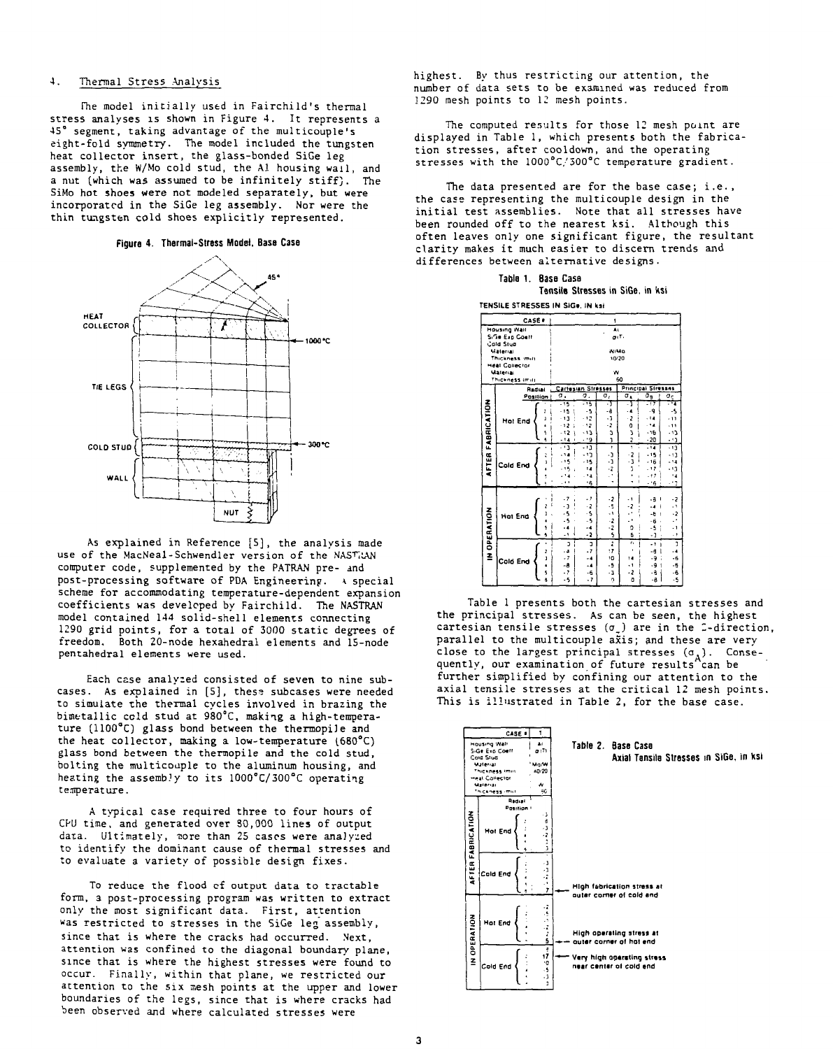## 4. Thermal Stress Analysis

The model initially used in Fairchild's thermal stress analyses is shown in Figure 4. It represents a 45° segment, taking advantage of the multicouple's eight-fold symmetry. The model included the tungsten heat collector insert, the glass-bonded SiGe leg assembly, the W/Mo cold stud, the Al housing wall, and a nut (which was assumed to be infinitely stiff). The SiMo hot shoes were not modeled separately, but were incorporated in the SiGe leg assembly. Nor were the thin tungsten cold shoes explicitly represented.

**Figure 4. Thermal-Stress Model, Base Case**

As explained in Reference [5], the analysis made use of the MacNeal-Schwendler version of the NASTRAN computer code, supplemented by the PATRAN pre- and post-processing software of PDA Engineering. A special scheme for accommodating temperature-dependent expansion coefficients was developed by Fairchild. The NASTRAN model contained 144 solid-shell elements connecting 1290 grid points, for a total of 3000 static degrees of freedom. Both 20-node hexahedral elements and 15-node pentahedral elements were used.

Each case analyzed consisted of seven to nine subcases. As explained in [5], these subcases were needed to simulate the thermal cycles involved in brazing the bimetallic cold stud at 980°C, making a high-temperature (1100°C) glass bond between the thermopile and the heat collector, making a low-temperature (680°C) glass bond between the thermopile and the cold stud, bolting the multicouple to the aluminum housing, and heating the assembly to its 1000°C/300°C operating temperature.

A typical case required three to four hours of CPU time, and generated over 80,000 lines of output data. Ultimately, more than 25 cases were analyzed to identify the dominant cause of thermal stresses and to evaluate a variety of possible design fixes.

To reduce the flood of output data to tractable form, a post-processing program was written to extract only the most significant data. First, attention was restricted to stresses in the SiGe leg assembly, since that is where the cracks had occurred. Next, attention was confined to the diagonal boundary plane, since that is where the highest stresses were found to occur. Finally, within that plane, we restricted our attention to the six mesh points at the upper and lower boundaries of the legs, since that is where cracks had been observed and where calculated stresses were highest. By thus restricting our attention, the number of data sets to be examined was reduced from 1290 mesh points to 12 mesh points.

The computed results for those 12 mesh point are displayed in Table 1, which presents both the fabrication stresses, after cooldown, and the operating stresses with the 1000°C/300°C temperature gradient.

The data presented are for the base case; i.e., the case representing the multicouple design in the initial test assemblies. Note that all stresses have been rounded off to the nearest ksi. Although this often leaves only one significant figure, the resultant clarity makes it much easier to discern trends and differences between alternative designs.

**Table 1. Base Case**
**Tensile Stresses in SiGe, in ksi**

TENSILE STRESSES IN SiGe, IN ksi

| CASE # | | 1 | | | | | |
|---|---|---|---|---|---|---|---|
| Housing Wall | | Al | | | | | |
| SiGe Exp Coeff | | α(T) | | | | | |
| Cold Stud Material | | W/Mo | | | | | |
| Thickness (mil) | | 10/20 | | | | | |
| Heat Collector Material | | W | | | | | |
| Thickness (mil) | | 60 | | | | | |
| | Radial Position | Cartesian Stresses $\sigma_x$ | $\sigma_y$ | $\sigma_z$ | Principal Stresses $\sigma_A$ | $\sigma_B$ | $\sigma_C$ |
| After Fabrication, Hot End | 1 | -15 | -15 | -3 | -3 | -17 | -14 |
| | 2 | -15 | -5 | -8 | -4 | -9 | -5 |
| | 3 | -13 | -12 | -3 | 2 | -14 | -11 |
| | 4 | -12 | -12 | -2 | 0 | -14 | -11 |
| | 5 | -12 | -13 | 3 | 3 | -16 | -13 |
| | 6 | -14 | -19 | 3 | 2 | -20 | -13 |
| After Fabrication, Cold End | 1 | -13 | -13 | | | -14 | -13 |
| | 2 | -14 | -13 | -3 | -2 | -15 | -13 |
| | 3 | -15 | -15 | -3 | -3 | -16 | -14 |
| | 4 | -15 | -14 | -2 | | -17 | -13 |
| | 5 | -14 | -14 | | | -17 | -4 |
| | 6 | | -6 | | | -6 | |
| In Operation, Hot End | 1 | -7 | -7 | -2 | -1 | -8 | -2 |
| | 2 | -3 | -2 | -5 | -2 | -4 | -1 |
| | 3 | -5 | -5 | -1 | | -6 | -2 |
| | 4 | -5 | -5 | 2 | | -6 | |
| | 5 | -4 | -4 | -2 | 0 | -5 | -1 |
| | 6 | -1 | -2 | 5 | 5 | -3 | |
| In Operation, Cold End | 1 | 3 | 3 | 2 | | -1 | 3 |
| | 2 | -4 | -7 | 17 | | -8 | -4 |
| | 3 | -7 | -4 | 10 | 14 | -9 | -6 |
| | 4 | -8 | -4 | -5 | -1 | -9 | -6 |
| | 5 | -7 | -6 | -3 | -2 | -9 | -6 |
| | 6 | -5 | -7 | 0 | 0 | -8 | -5 |

Table 1 presents both the cartesian stresses and the principal stresses. As can be seen, the highest cartesian tensile stresses ($\sigma_z$) are in the Z-direction, parallel to the multicouple axis; and these are very close to the largest principal stresses ($\sigma_A$). Consequently, our examination of future results can be further simplified by confining our attention to the axial tensile stresses at the critical 12 mesh points. This is illustrated in Table 2, for the base case.

**Table 2. Base Case**
**Axial Tensile Stresses in SiGe, in ksi**

| CASE # | | 1 | |
|---|---|---|---|
| Housing Wall | | Al | |
| SiGe Exp Coeff | | α(T) | |
| Cold Stud Material | | Mo/W | |
| Thickness (mil) | | 40/20 | |
| Heat Collector Material | | W | |
| Thickness (mil) | | 60 | |
| | Radial Position | | |
| After Fabrication, Hot End | 1 | -3 | |
| | 2 | -8 | |
| | 3 | -3 | |
| | 4 | -2 | |
| | 5 | 3 | |
| | 6 | 3 | |
| After Fabrication, Cold End | 1 | -3 | |
| | 2 | -3 | |
| | 3 | -3 | |
| | 4 | -2 | |
| | 5 | | |
| | 6 | 7 | ← High fabrication stress at outer corner of cold end |
| In Operation, Hot End | 1 | -2 | |
| | 2 | -5 | |
| | 3 | -1 | |
| | 4 | 2 | |
| | 5 | 2 | |
| | 6 | 5 | ← High operating stress at outer corner of hot end |
| In Operation, Cold End | 1 | 2 | |
| | 2 | 17 | ← Very high operating stress near center of cold end |
| | 3 | 10 | |
| | 4 | -5 | |
| | 5 | -3 | |
| | 6 | 0 | |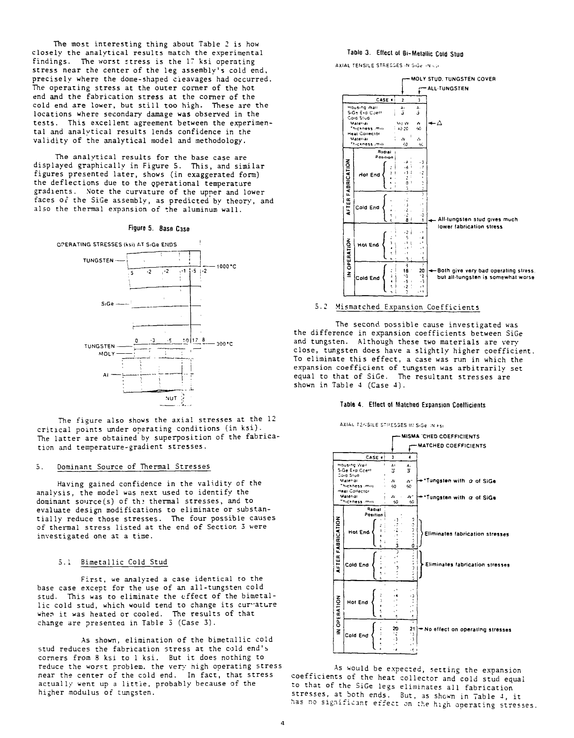The most interesting thing about Table 2 is how closely the analytical results match the experimental findings. The worst stress is the 17 ksi operating stress near the center of the leg assembly's cold end, precisely where the dome-shaped cleavages had occurred. The operating stress at the outer corner of the hot end and the fabrication stress at the corner of the cold end are lower, but still too high. These are the locations where secondary damage was observed in the tests. This excellent agreement between the experimental and analytical results lends confidence in the validity of the analytical model and methodology.

The analytical results for the base case are displayed graphically in Figure 5. This, and similar figures presented later, shows (in exaggerated form) the deflections due to the operational temperature gradients. Note the curvature of the upper and lower faces of the SiGe assembly, as predicted by theory, and also the thermal expansion of the aluminum wall.

**Figure 5. Base Case**

OPERATING STRESSES (ksi) AT SiGe ENDS

TUNGSTEN — 5 -2 -2 -1 -5 -2 — 1000°C

SiGe

TUNGSTEN — 0 -3 -5 10 17 8 — 300°C

MOLY

Al

NUT

The figure also shows the axial stresses at the 12 critical points under operating conditions (in ksi). The latter are obtained by superposition of the fabrication and temperature-gradient stresses.

## 5. Dominant Source of Thermal Stresses

Having gained confidence in the validity of the analysis, the model was next used to identify the dominant source(s) of the thermal stresses, and to evaluate design modifications to eliminate or substantially reduce those stresses. The four possible causes of thermal stress listed at the end of Section 3 were investigated one at a time.

### 5.1 Bimetallic Cold Stud

First, we analyzed a case identical to the base case except for the use of an all-tungsten cold stud. This was to eliminate the effect of the bimetallic cold stud, which would tend to change its curvature when it was heated or cooled. The results of that change are presented in Table 3 (Case 3).

As shown, elimination of the bimetallic cold stud reduces the fabrication stress at the cold end's corners from 8 ksi to 1 ksi. But it does nothing to reduce the worst problem, the very high operating stress near the center of the cold end. In fact, that stress actually went up a little, probably because of the higher modulus of tungsten.

**Table 3. Effect of Bi-Metallic Cold Stud**

AXIAL TENSILE STRESSES IN SiGe IN ksi

(Case 2: MOLY STUD, TUNGSTEN COVER; Case 3: ALL-TUNGSTEN)

| | | CASE # | 2 | 3 | |
|---|---|---|---|---|---|
| Housing Wall | | | Al | Al | |
| SiGe Exp Coeff | | | 3 | 3 | |
| Cold Stud Material | | | Mo W | W | ← Δ |
| Thickness (mil) | | | 40 20 | 60 | |
| Heat Collector Material | | | W | W | |
| Thickness (mil) | | | 60 | 60 | |
| | | Radial Position | | | |
| AFTER FABRICATION | Hot End | 1 | -4 | -3 | |
| | | 2 | -6 | -7 | |
| | | 3 | -3 | -2 | |
| | | 4 | 2 | 1 | |
| | | 5 | 0 | 2 | |
| | | 6 | 3 | 2 | |
| | Cold End | 1 | | 3 | |
| | | 2 | -2 | | |
| | | 3 | -3 | | |
| | | 4 | -2 | | |
| | | 5 | -2 | 0 | |
| | | 6 | 8 | 1 | ← All-tungsten stud gives much lower fabrication stress |
| IN OPERATION | Hot End | 1 | -2 | -1 | |
| | | 2 | 5 | -4 | |
| | | 3 | -1 | -1 | |
| | | 4 | -1 | -1 | |
| | | 5 | -1 | -1 | |
| | | 6 | 5 | 5 | |
| | Cold End | 1 | 3 | 7 | |
| | | 2 | 16 | 20 | ← Both give very bad operating stress, but all-tungsten is somewhat worse |
| | | 3 | 10 | 12 | |
| | | 4 | -5 | -3 | |
| | | 5 | -2 | -1 | |
| | | 6 | 2 | -1 | |

### 5.2 Mismatched Expansion Coefficients

The second possible cause investigated was the difference in expansion coefficients between SiGe and tungsten. Although these two materials are very close, tungsten does have a slightly higher coefficient. To eliminate this effect, a case was run in which the expansion coefficient of tungsten was arbitrarily set equal to that of SiGe. The resultant stresses are shown in Table 4 (Case 4).

**Table 4. Effect of Matched Expansion Coefficients**

AXIAL TENSILE STRESSES IN SiGe IN ksi

(Case 3: MISMATCHED COEFFICIENTS; Case 4: MATCHED COEFFICIENTS)

| | | CASE # | 3 | 4 | |
|---|---|---|---|---|---|
| Housing Wall | | | Al | Al | |
| SiGe Exp Coeff | | | 3 | 3 | |
| Cold Stud Material | | | W | W* | ← *Tungsten with α of SiGe |
| Thickness (mil) | | | 60 | 60 | |
| Heat Collector Material | | | W | W* | ← *Tungsten with α of SiGe |
| Thickness (mil) | | | 60 | 60 | |
| | | Radial Position | | | |
| AFTER FABRICATION | Hot End | 1 | -3 | 0 | Eliminates fabrication stresses |
| | | 2 | -7 | 0 | |
| | | 3 | -2 | 0 | |
| | | 4 | 1 | 0 | |
| | | 5 | 2 | 0 | |
| | | 6 | 3 | 0 | |
| | Cold End | 1 | 3 | 0 | Eliminates fabrication stresses |
| | | 2 | -1 | 0 | |
| | | 3 | 3 | 0 | |
| | | 4 | 1 | 0 | |
| | | 5 | 0 | 0 | |
| | | 6 | 1 | 0 | |
| IN OPERATION | Hot End | 1 | -1 | -3 | |
| | | 2 | -4 | -4 | |
| | | 3 | -1 | -1 | |
| | | 4 | -1 | -1 | |
| | | 5 | -1 | -1 | |
| | | 6 | 5 | 4 | |
| | Cold End | 1 | 7 | 7 | |
| | | 2 | 20 | 21 | ← No effect on operating stresses |
| | | 3 | 12 | 13 | |
| | | 4 | -3 | -3 | |
| | | 5 | -1 | -1 | |
| | | 6 | -1 | -1 | |

As would be expected, setting the expansion coefficients of the heat collector and cold stud equal to that of the SiGe legs eliminates all fabrication stresses, at both ends. But, as shown in Table 4, it has no significant effect on the high operating stresses.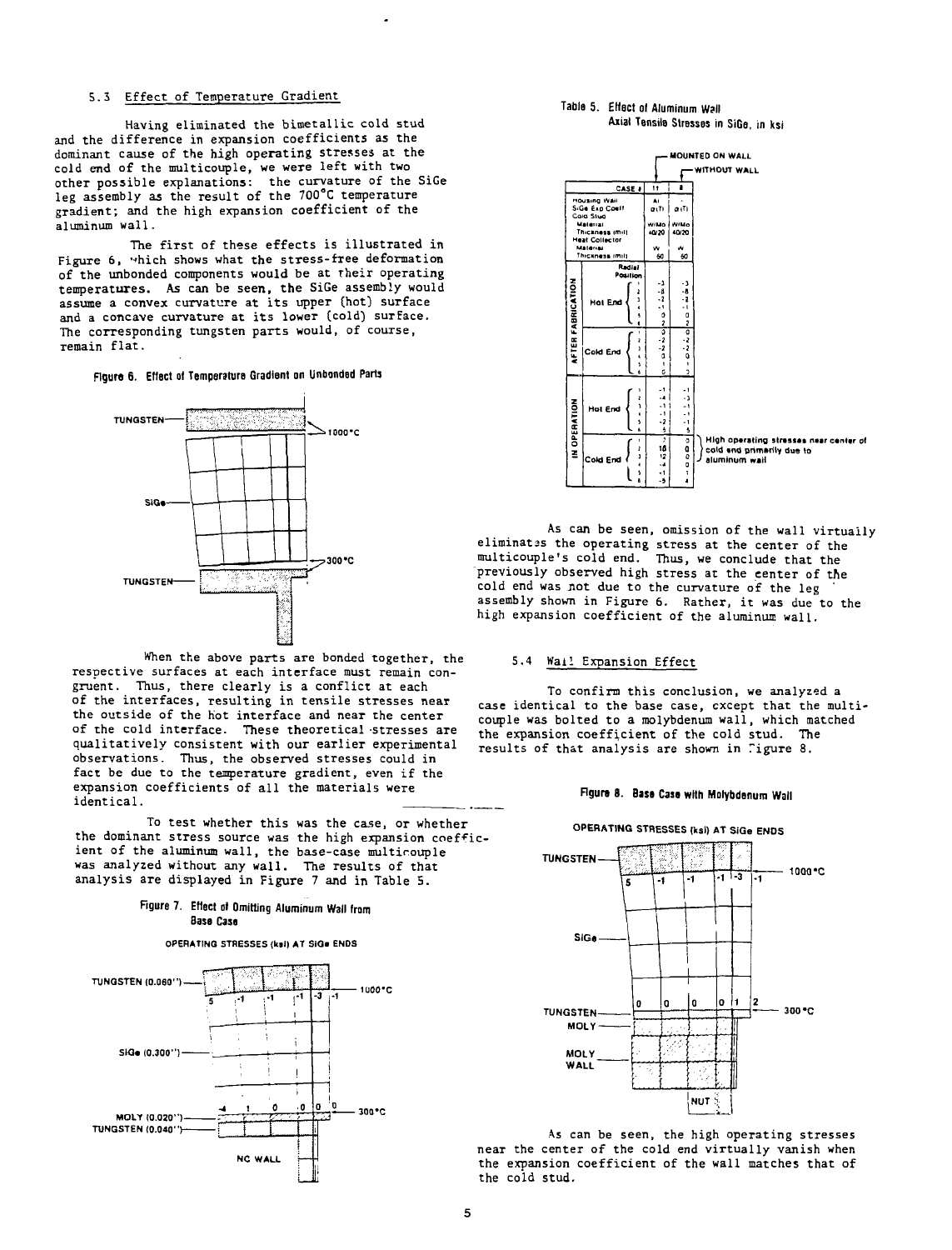### 5.3 Effect of Temperature Gradient

Having eliminated the bimetallic cold stud and the difference in expansion coefficients as the dominant cause of the high operating stresses at the cold end of the multicouple, we were left with two other possible explanations: the curvature of the SiGe leg assembly as the result of the 700°C temperature gradient; and the high expansion coefficient of the aluminum wall.

The first of these effects is illustrated in Figure 6, which shows what the stress-free deformation of the unbonded components would be at their operating temperatures. As can be seen, the SiGe assembly would assume a convex curvature at its upper (hot) surface and a concave curvature at its lower (cold) surface. The corresponding tungsten parts would, of course, remain flat.

Figure 6. Effect of Temperature Gradient on Unbonded Parts

When the above parts are bonded together, the respective surfaces at each interface must remain congruent. Thus, there clearly is a conflict at each of the interfaces, resulting in tensile stresses near the outside of the hot interface and near the center of the cold interface. These theoretical stresses are qualitatively consistent with our earlier experimental observations. Thus, the observed stresses could in fact be due to the temperature gradient, even if the expansion coefficients of all the materials were identical.

To test whether this was the case, or whether the dominant stress source was the high expansion coefficient of the aluminum wall, the base-case multicouple was analyzed without any wall. The results of that analysis are displayed in Figure 7 and in Table 5.

Figure 7. Effect of Omitting Aluminum Wall from Base Case

Table 5. Effect of Aluminum Wall Axial Tensile Stresses in SiGe, in ksi

| | | Radial Position | 11 (Mounted on wall) | 8 (Without wall) |
|---|---|---|---|---|
| CASE # | | | 11 | 8 |
| Housing Wall | | | Al | - |
| SiGe Exp Coeff | | | α(T) | α(T) |
| Cold Stud Material | | | W/Mo | W/Mo |
| Thickness (mil) | | | 40/20 | 40/20 |
| Heat Collector Material | | | W | W |
| Thickness (mil) | | | 60 | 60 |
| AFTER FABRICATION | Hot End | 1 | -3 | -3 |
| | | 2 | -8 | -8 |
| | | 3 | -2 | -2 |
| | | 4 | -1 | -1 |
| | | 5 | 0 | 0 |
| | | 6 | 2 | 2 |
| | Cold End | 1 | 0 | 0 |
| | | 2 | -2 | -2 |
| | | 3 | -2 | -2 |
| | | 4 | 0 | 0 |
| | | 5 | 1 | 1 |
| | | 6 | 0 | 2 |
| IN OPERATION | Hot End | 1 | -1 | -1 |
| | | 2 | -4 | -3 |
| | | 3 | -1 | -1 |
| | | 4 | -1 | -1 |
| | | 5 | -2 | -1 |
| | | 6 | 5 | 5 |
| | Cold End | 1 | 7 | 0 |
| | | 2 | 18 | 0 |
| | | 3 | 12 | 0 |
| | | 4 | -4 | 0 |
| | | 5 | -1 | 1 |
| | | 6 | -5 | 4 |

High operating stresses near center of cold end primarily due to aluminum wall.

As can be seen, omission of the wall virtually eliminates the operating stress at the center of the multicouple's cold end. Thus, we conclude that the previously observed high stress at the center of the cold end was not due to the curvature of the leg assembly shown in Figure 6. Rather, it was due to the high expansion coefficient of the aluminum wall.

### 5.4 Wall Expansion Effect

To confirm this conclusion, we analyzed a case identical to the base case, except that the multicouple was bolted to a molybdenum wall, which matched the expansion coefficient of the cold stud. The results of that analysis are shown in Figure 8.

Figure 8. Base Case with Molybdenum Wall

As can be seen, the high operating stresses near the center of the cold end virtually vanish when the expansion coefficient of the wall matches that of the cold stud.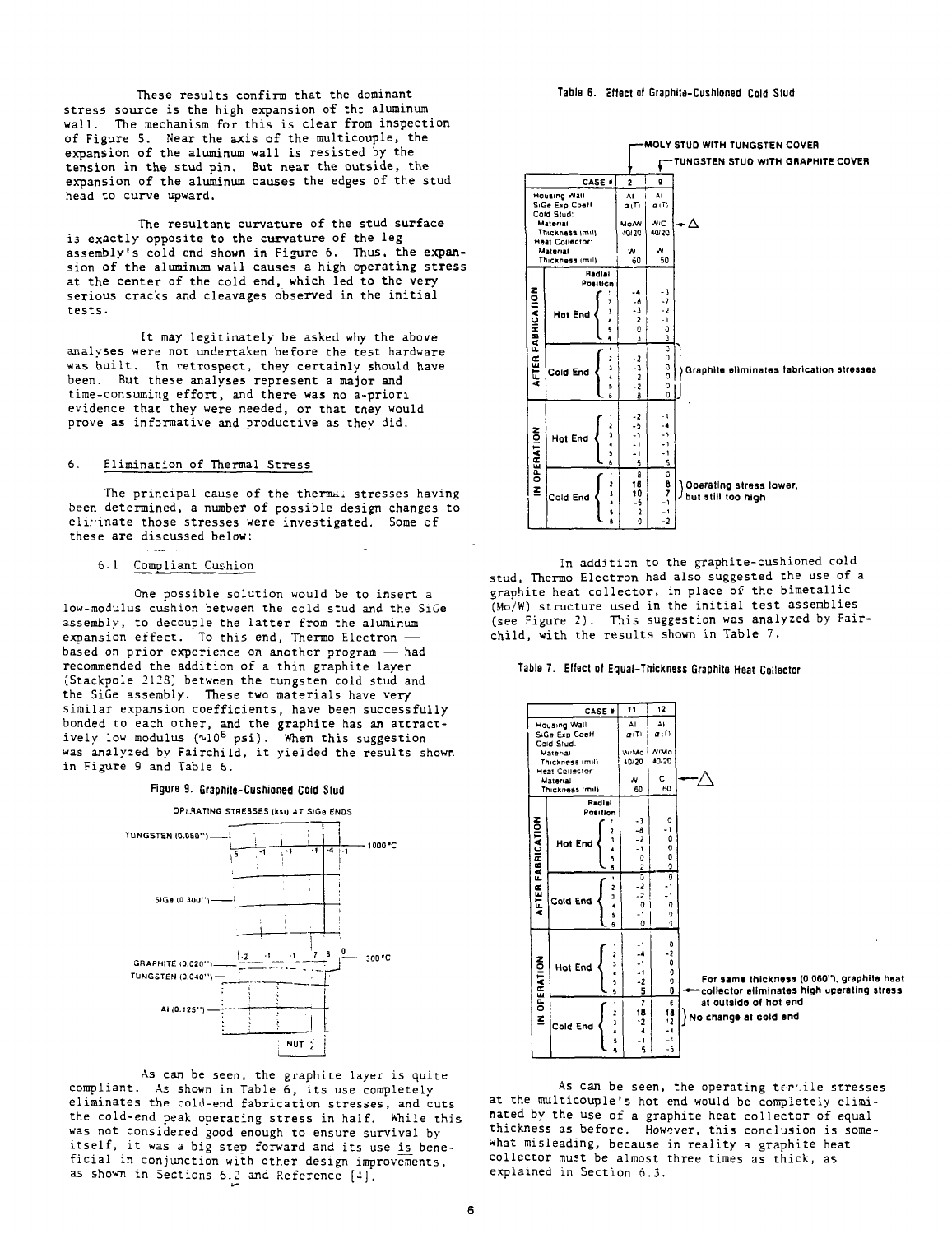These results confirm that the dominant stress source is the high expansion of the aluminum wall. The mechanism for this is clear from inspection of Figure 5. Near the axis of the multicouple, the expansion of the aluminum wall is resisted by the tension in the stud pin. But near the outside, the expansion of the aluminum causes the edges of the stud head to curve upward.

The resultant curvature of the stud surface is exactly opposite to the curvature of the leg assembly's cold end shown in Figure 6. Thus, the expansion of the aluminum wall causes a high operating stress at the center of the cold end, which led to the very serious cracks and cleavages observed in the initial tests.

It may legitimately be asked why the above analyses were not undertaken before the test hardware was built. In retrospect, they certainly should have been. But these analyses represent a major and time-consuming effort, and there was no a-priori evidence that they were needed, or that they would prove as informative and productive as they did.

## 6. Elimination of Thermal Stress

The principal cause of the thermal stresses having been determined, a number of possible design changes to eliminate those stresses were investigated. Some of these are discussed below:

### 6.1 Compliant Cushion

One possible solution would be to insert a low-modulus cushion between the cold stud and the SiGe assembly, to decouple the latter from the aluminum expansion effect. To this end, Thermo Electron — based on prior experience on another program — had recommended the addition of a thin graphite layer (Stackpole 2128) between the tungsten cold stud and the SiGe assembly. These two materials have very similar expansion coefficients, have been successfully bonded to each other, and the graphite has an attractively low modulus (~$10^6$ psi). When this suggestion was analyzed by Fairchild, it yielded the results shown in Figure 9 and Table 6.

**Figure 9. Graphite-Cushioned Cold Stud**

OPERATING STRESSES (ksi) AT SiGe ENDS

TUNGSTEN (0.060") — 1000°C — 5, -1, -1, -1, -4, -1
SiGe (0.300")
GRAPHITE (0.020") — 300°C — -2, -1, -1, 7, 8, 0
TUNGSTEN (0.040")
Al (0.125")
NUT

As can be seen, the graphite layer is quite compliant. As shown in Table 6, its use completely eliminates the cold-end fabrication stresses, and cuts the cold-end peak operating stress in half. While this was not considered good enough to ensure survival by itself, it was a big step forward and its use is beneficial in conjunction with other design improvements, as shown in Sections 6.2 and Reference [4].

**Table 6. Effect of Graphite-Cushioned Cold Stud**

| CASE # | | | 2 (MOLY STUD WITH TUNGSTEN COVER) | 9 (TUNGSTEN STUD WITH GRAPHITE COVER) |
|---|---|---|---|---|
| Housing Wall | | | Al | Al |
| SiGe Exp Coeff | | | α(T) | α(T) |
| Cold Stud: Material | | | Mo/W | W/C |
| Thickness (mil) | | | 40/20 | 40/20 |
| Heat Collector: Material | | | W | W |
| Thickness (mil) | | | 60 | 60 |
| | | Radial Position | | |
| AFTER FABRICATION | Hot End | 1 | -4 | -3 |
| | | 2 | -8 | -7 |
| | | 3 | -3 | -2 |
| | | 4 | 2 | -1 |
| | | 5 | 0 | 0 |
| | | 6 | 3 | 3 |
| | Cold End | 1 | 1 | 0 |
| | | 2 | -2 | 0 |
| | | 3 | -3 | 0 |
| | | 4 | -2 | 0 |
| | | 5 | -2 | 0 |
| | | 6 | 8 | 0 |
| IN OPERATION | Hot End | 1 | -2 | -1 |
| | | 2 | -5 | -4 |
| | | 3 | -1 | -1 |
| | | 4 | -1 | -1 |
| | | 5 | -1 | -1 |
| | | 6 | 5 | 5 |
| | Cold End | 1 | 8 | 0 |
| | | 2 | 16 | 8 |
| | | 3 | 10 | 7 |
| | | 4 | -5 | -1 |
| | | 5 | -2 | -1 |
| | | 6 | 0 | -2 |

Graphite eliminates fabrication stresses (after fabrication, cold end). Operating stress lower, but still too high (in operation, cold end).

In addition to the graphite-cushioned cold stud, Thermo Electron had also suggested the use of a graphite heat collector, in place of the bimetallic (Mo/W) structure used in the initial test assemblies (see Figure 2). This suggestion was analyzed by Fairchild, with the results shown in Table 7.

**Table 7. Effect of Equal-Thickness Graphite Heat Collector**

| CASE # | | | 11 | 12 |
|---|---|---|---|---|
| Housing Wall | | | Al | Al |
| SiGe Exp Coeff | | | α(T) | α(T) |
| Cold Stud: Material | | | W/Mo | W/Mo |
| Thickness (mil) | | | 40/20 | 40/20 |
| Heat Collector: Material | | | W | C |
| Thickness (mil) | | | 60 | 60 |
| | | Radial Position | | |
| AFTER FABRICATION | Hot End | 1 | -3 | 0 |
| | | 2 | -8 | -1 |
| | | 3 | -2 | 0 |
| | | 4 | -1 | 0 |
| | | 5 | 0 | 0 |
| | | 6 | 2 | 0 |
| | Cold End | 1 | 0 | 0 |
| | | 2 | -2 | -1 |
| | | 3 | -2 | -1 |
| | | 4 | 0 | 0 |
| | | 5 | -1 | 0 |
| | | 6 | 0 | 0 |
| IN OPERATION | Hot End | 1 | -1 | 0 |
| | | 2 | -4 | -2 |
| | | 3 | -1 | 0 |
| | | 4 | -1 | 0 |
| | | 5 | -2 | 0 |
| | | 6 | 5 | 0 |
| | Cold End | 1 | 7 | 6 |
| | | 2 | 18 | 18 |
| | | 3 | 12 | 12 |
| | | 4 | -4 | -4 |
| | | 5 | -1 | -1 |
| | | 6 | -5 | -5 |

For same thickness (0.060"), graphite heat collector eliminates high operating stress at outside of hot end. No change at cold end.

As can be seen, the operating tensile stresses at the multicouple's hot end would be completely eliminated by the use of a graphite heat collector of equal thickness as before. However, this conclusion is somewhat misleading, because in reality a graphite heat collector must be almost three times as thick, as explained in Section 6.3.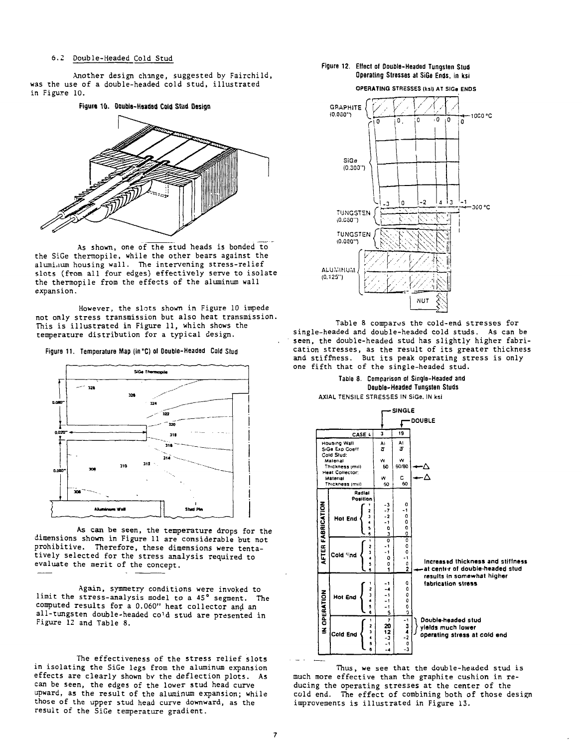6.2 Double-Headed Cold Stud

Another design change, suggested by Fairchild, was the use of a double-headed cold stud, illustrated in Figure 10.

Figure 10. Double-Headed Cold Stud Design

As shown, one of the stud heads is bonded to the SiGe thermopile, while the other bears against the aluminum housing wall. The intervening stress-relief slots (from all four edges) effectively serve to isolate the thermopile from the effects of the aluminum wall expansion.

However, the slots shown in Figure 10 impede not only stress transmission but also heat transmission. This is illustrated in Figure 11, which shows the temperature distribution for a typical design.

Figure 11. Temperature Map (in °C) of Double-Headed Cold Stud

As can be seen, the temperature drops for the dimensions shown in Figure 11 are considerable but not prohibitive. Therefore, these dimensions were tentatively selected for the stress analysis required to evaluate the merit of the concept.

Again, symmetry conditions were invoked to limit the stress-analysis model to a 45° segment. The computed results for a 0.060" heat collector and an all-tungsten double-headed cold stud are presented in Figure 12 and Table 8.

The effectiveness of the stress relief slots in isolating the SiGe legs from the aluminum expansion effects are clearly shown by the deflection plots. As can be seen, the edges of the lower stud head curve upward, as the result of the aluminum expansion; while those of the upper stud head curve downward, as the result of the SiGe temperature gradient.

Figure 12. Effect of Double-Headed Tungsten Stud Operating Stresses at SiGe Ends, in ksi

Table 8 compares the cold-end stresses for single-headed and double-headed cold studs. As can be seen, the double-headed stud has slightly higher fabrication stresses, as the result of its greater thickness and stiffness. But its peak operating stress is only one fifth that of the single-headed stud.

Table 8. Comparison of Single-Headed and Double-Headed Tungsten Studs

AXIAL TENSILE STRESSES IN SiGe, IN ksi

| | | Radial Position | SINGLE | DOUBLE |
|---|---|---|---|---|
| CASE | | | 3 | 19 |
| Housing Wall | | | Al | Al |
| SiGe Exp Coeff | | | $\bar{\alpha}$ | $\bar{\alpha}$ |
| Cold Stud: Material | | | W | W |
| Thickness (mil) | | | 60 | 60/80 ← Δ |
| Heat Collector: Material | | | W | C ← Δ |
| Thickness (mil) | | | 60 | 60 |
| AFTER FABRICATION | Hot End | 1 | -3 | 0 |
| | | 2 | -7 | -1 |
| | | 3 | -2 | 0 |
| | | 4 | -1 | 0 |
| | | 5 | 0 | 0 |
| | | 6 | 3 | 0 |
| | Cold End | 1 | 0 | 0 |
| | | 2 | -1 | 0 |
| | | 3 | -1 | 0 |
| | | 4 | 0 | -1 |
| | | 5 | 0 | 0 |
| | | 6 | 1 | 2 |
| IN OPERATION | Hot End | 1 | -1 | 0 |
| | | 2 | -4 | 0 |
| | | 3 | -1 | 0 |
| | | 4 | -1 | 0 |
| | | 5 | -1 | 0 |
| | | 6 | 5 | 0 |
| | Cold End | 1 | 7 | -1 |
| | | 2 | 20 | 3 |
| | | 3 | 12 | 4 |
| | | 4 | -3 | -2 |
| | | 5 | -1 | 0 |
| | | 6 | -4 | -3 |

Increased thickness and stiffness at center of double-headed stud results in somewhat higher fabrication stress

Double-headed stud yields much lower operating stress at cold end

Thus, we see that the double-headed stud is much more effective than the graphite cushion in reducing the operating stresses at the center of the cold end. The effect of combining both of those design improvements is illustrated in Figure 13.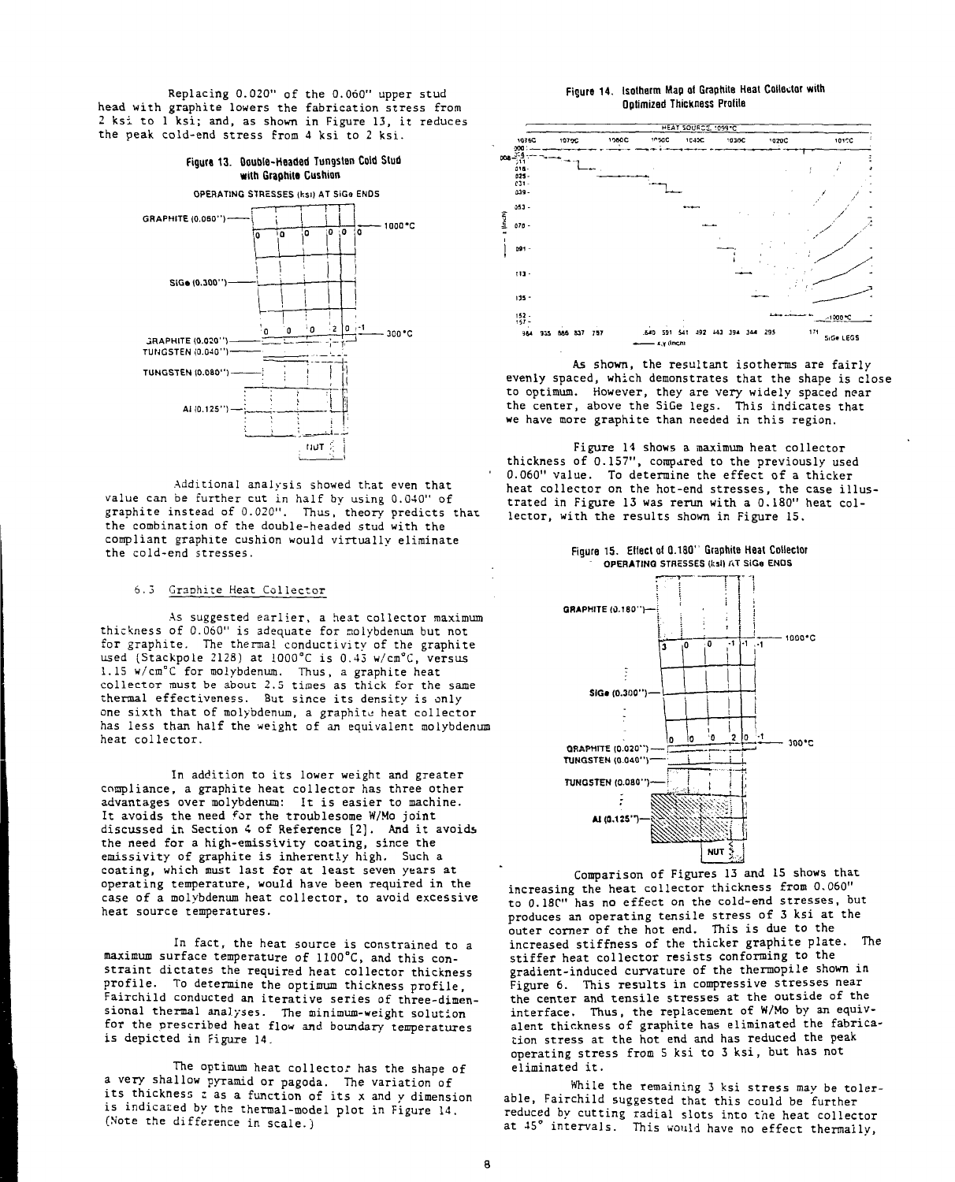Replacing 0.020" of the 0.060" upper stud head with graphite lowers the fabrication stress from 2 ksi to 1 ksi; and, as shown in Figure 13, it reduces the peak cold-end stress from 4 ksi to 2 ksi.

**Figure 13. Double-Headed Tungsten Cold Stud with Graphite Cushion**

OPERATING STRESSES (ksi) AT SiGe ENDS

Additional analysis showed that even that value can be further cut in half by using 0.040" of graphite instead of 0.020". Thus, theory predicts that the combination of the double-headed stud with the compliant graphite cushion would virtually eliminate the cold-end stresses.

### 6.3 Graphite Heat Collector

As suggested earlier, a heat collector maximum thickness of 0.060" is adequate for molybdenum but not for graphite. The thermal conductivity of the graphite used (Stackpole 2128) at 1000°C is 0.43 w/cm°C, versus 1.15 w/cm°C for molybdenum. Thus, a graphite heat collector must be about 2.5 times as thick for the same thermal effectiveness. But since its density is only one sixth that of molybdenum, a graphite heat collector has less than half the weight of an equivalent molybdenum heat collector.

In addition to its lower weight and greater compliance, a graphite heat collector has three other advantages over molybdenum: It is easier to machine. It avoids the need for the troublesome W/Mo joint discussed in Section 4 of Reference [2]. And it avoids the need for a high-emissivity coating, since the emissivity of graphite is inherently high. Such a coating, which must last for at least seven years at operating temperature, would have been required in the case of a molybdenum heat collector, to avoid excessive heat source temperatures.

In fact, the heat source is constrained to a maximum surface temperature of 1100°C, and this constraint dictates the required heat collector thickness profile. To determine the optimum thickness profile, Fairchild conducted an iterative series of three-dimensional thermal analyses. The minimum-weight solution for the prescribed heat flow and boundary temperatures is depicted in Figure 14.

The optimum heat collector has the shape of a very shallow pyramid or pagoda. The variation of its thickness z as a function of its x and y dimension is indicated by the thermal-model plot in Figure 14. (Note the difference in scale.)

**Figure 14. Isotherm Map of Graphite Heat Collector with Optimized Thickness Profile**

As shown, the resultant isotherms are fairly evenly spaced, which demonstrates that the shape is close to optimum. However, they are very widely spaced near the center, above the SiGe legs. This indicates that we have more graphite than needed in this region.

Figure 14 shows a maximum heat collector thickness of 0.157", compared to the previously used 0.060" value. To determine the effect of a thicker heat collector on the hot-end stresses, the case illustrated in Figure 13 was rerun with a 0.180" heat collector, with the results shown in Figure 15.

**Figure 15. Effect of 0.180" Graphite Heat Collector**

OPERATING STRESSES (ksi) AT SiGe ENDS

Comparison of Figures 13 and 15 shows that increasing the heat collector thickness from 0.060" to 0.180" has no effect on the cold-end stresses, but produces an operating tensile stress of 3 ksi at the outer corner of the hot end. This is due to the increased stiffness of the thicker graphite plate. The stiffer heat collector resists conforming to the gradient-induced curvature of the thermopile shown in Figure 6. This results in compressive stresses near the center and tensile stresses at the outside of the interface. Thus, the replacement of W/Mo by an equivalent thickness of graphite has eliminated the fabrication stress at the hot end and has reduced the peak operating stress from 5 ksi to 3 ksi, but has not eliminated it.

While the remaining 3 ksi stress may be tolerable, Fairchild suggested that this could be further reduced by cutting radial slots into the heat collector at 45° intervals. This would have no effect thermally,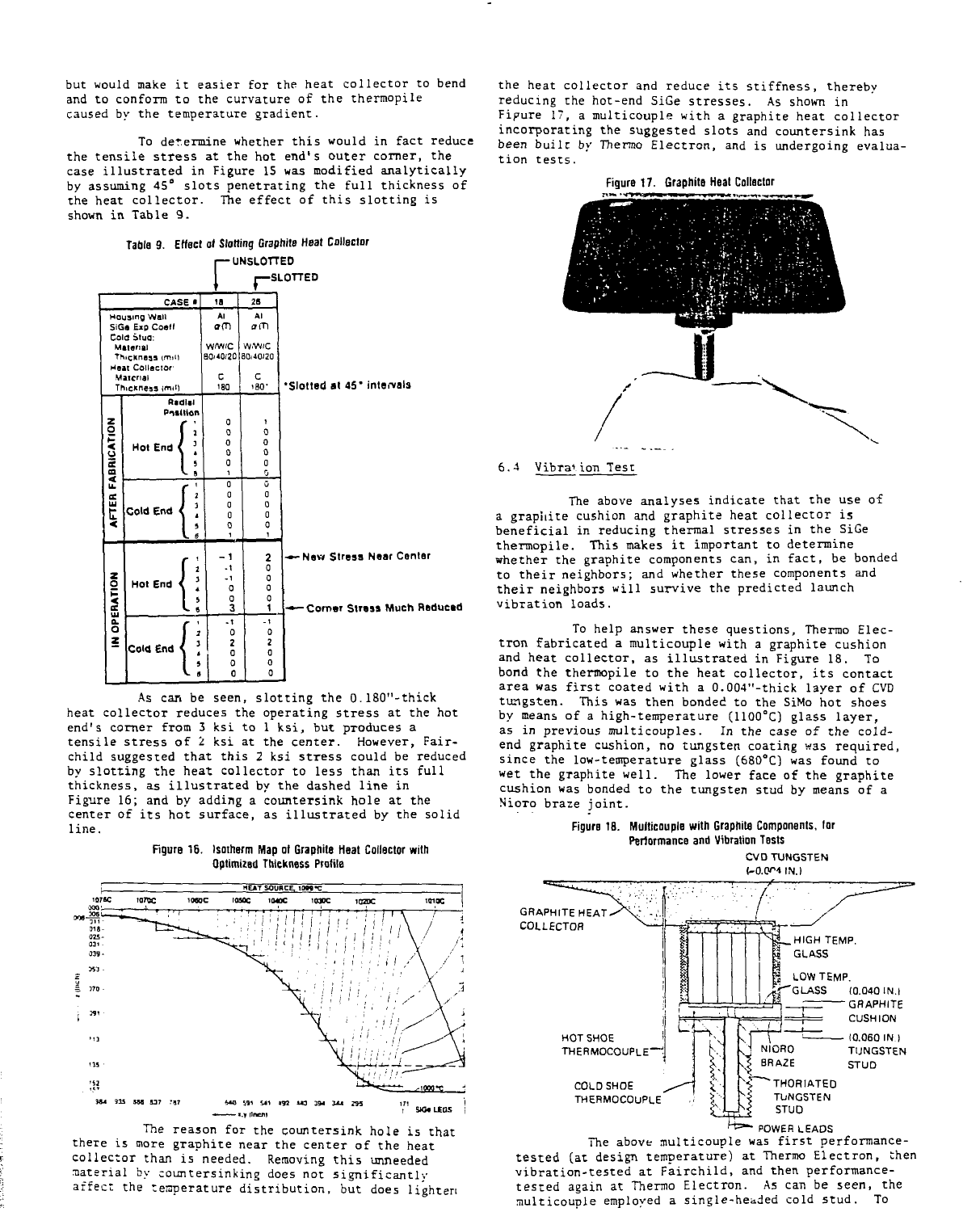but would make it easier for the heat collector to bend and to conform to the curvature of the thermopile caused by the temperature gradient.

To determine whether this would in fact reduce the tensile stress at the hot end's outer corner, the case illustrated in Figure 15 was modified analytically by assuming 45° slots penetrating the full thickness of the heat collector. The effect of this slotting is shown in Table 9.

**Table 9. Effect of Slotting Graphite Heat Collector**

| | | | CASE # | 18 (UNSLOTTED) | 28 (SLOTTED) | |
|---|---|---|---|---|---|---|
| Housing Wall | | | | Al | Al | |
| SiGe Exp Coeff | | | | α(T) | α(T) | |
| Cold Stud: Material | | | | W/WC | W/WC | |
| Cold Stud: Thickness (mil) | | | | 80/40/20 | 80/40/20 | |
| Heat Collector: Material | | | | C | C | |
| Heat Collector: Thickness (mil) | | | | 180 | 180* | *Slotted at 45° intervals |
| | | | Radial Position | | | |
| AFTER FABRICATION | Hot End | | 1 | 0 | 1 | |
| | | | 2 | 0 | 0 | |
| | | | 3 | 0 | 0 | |
| | | | 4 | 0 | 0 | |
| | | | 5 | 0 | 0 | |
| | | | 6 | 1 | 0 | |
| | Cold End | | 1 | 0 | 0 | |
| | | | 2 | 0 | 0 | |
| | | | 3 | 0 | 0 | |
| | | | 4 | 0 | 0 | |
| | | | 5 | 0 | 0 | |
| | | | 6 | 1 | 1 | |
| IN OPERATION | Hot End | | 1 | -1 | 2 | ← New Stress Near Center |
| | | | 2 | -1 | 0 | |
| | | | 3 | -1 | 0 | |
| | | | 4 | 0 | 0 | |
| | | | 5 | 0 | 0 | |
| | | | 6 | 3 | 1 | ← Corner Stress Much Reduced |
| | Cold End | | 1 | -1 | -1 | |
| | | | 2 | 0 | 0 | |
| | | | 3 | 2 | 2 | |
| | | | 4 | 0 | 0 | |
| | | | 5 | 0 | 0 | |
| | | | 6 | 0 | 0 | |

As can be seen, slotting the 0.180"-thick heat collector reduces the operating stress at the hot end's corner from 3 ksi to 1 ksi, but produces a tensile stress of 2 ksi at the center. However, Fairchild suggested that this 2 ksi stress could be reduced by slotting the heat collector to less than its full thickness, as illustrated by the dashed line in Figure 16; and by adding a countersink hole at the center of its hot surface, as illustrated by the solid line.

**Figure 16. Isotherm Map of Graphite Heat Collector with Optimized Thickness Profile**

The reason for the countersink hole is that there is more graphite near the center of the heat collector than is needed. Removing this unneeded material by countersinking does not significantly affect the temperature distribution, but does lighten the heat collector and reduce its stiffness, thereby reducing the hot-end SiGe stresses. As shown in Figure 17, a multicouple with a graphite heat collector incorporating the suggested slots and countersink has been built by Thermo Electron, and is undergoing evaluation tests.

**Figure 17. Graphite Heat Collector**

## 6.4 Vibration Test

The above analyses indicate that the use of a graphite cushion and graphite heat collector is beneficial in reducing thermal stresses in the SiGe thermopile. This makes it important to determine whether the graphite components can, in fact, be bonded to their neighbors; and whether these components and their neighbors will survive the predicted launch vibration loads.

To help answer these questions, Thermo Electron fabricated a multicouple with a graphite cushion and heat collector, as illustrated in Figure 18. To bond the thermopile to the heat collector, its contact area was first coated with a 0.004"-thick layer of CVD tungsten. This was then bonded to the SiMo hot shoes by means of a high-temperature (1100°C) glass layer, as in previous multicouples. In the case of the cold-end graphite cushion, no tungsten coating was required, since the low-temperature glass (680°C) was found to wet the graphite well. The lower face of the graphite cushion was bonded to the tungsten stud by means of a Nioro braze joint.

**Figure 18. Multicouple with Graphite Components, for Performance and Vibration Tests**

The above multicouple was first performance-tested (at design temperature) at Thermo Electron, then vibration-tested at Fairchild, and then performance-tested again at Thermo Electron. As can be seen, the multicouple employed a single-headed cold stud. To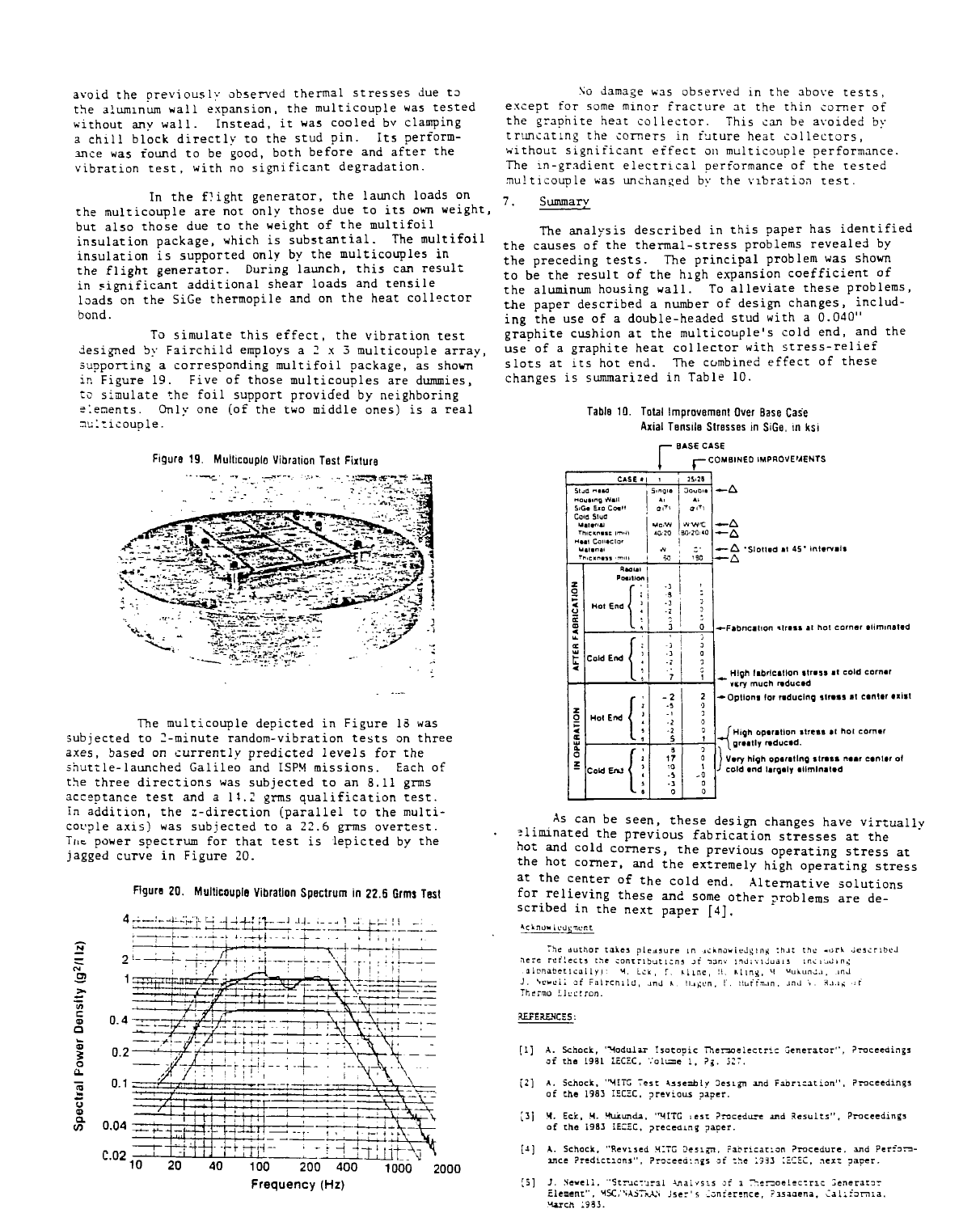avoid the previously observed thermal stresses due to the aluminum wall expansion, the multicouple was tested without any wall. Instead, it was cooled by clamping a chill block directly to the stud pin. Its performance was found to be good, both before and after the vibration test, with no significant degradation.

In the flight generator, the launch loads on the multicouple are not only those due to its own weight, but also those due to the weight of the multifoil insulation package, which is substantial. The multifoil insulation is supported only by the multicouples in the flight generator. During launch, this can result in significant additional shear loads and tensile loads on the SiGe thermopile and on the heat collector bond.

To simulate this effect, the vibration test designed by Fairchild employs a 2 x 3 multicouple array, supporting a corresponding multifoil package, as shown in Figure 19. Five of those multicouples are dummies, to simulate the foil support provided by neighboring elements. Only one (of the two middle ones) is a real multicouple.

Figure 19. Multicouple Vibration Test Fixture

The multicouple depicted in Figure 18 was subjected to 2-minute random-vibration tests on three axes, based on currently predicted levels for the shuttle-launched Galileo and ISPM missions. Each of the three directions was subjected to an 8.11 grms acceptance test and a 11.2 grms qualification test. In addition, the z-direction (parallel to the multicouple axis) was subjected to a 22.6 grms overtest. The power spectrum for that test is depicted by the jagged curve in Figure 20.

Figure 20. Multicouple Vibration Spectrum in 22.6 Grms Test

No damage was observed in the above tests, except for some minor fracture at the thin corner of the graphite heat collector. This can be avoided by truncating the corners in future heat collectors, without significant effect on multicouple performance. The in-gradient electrical performance of the tested multicouple was unchanged by the vibration test.

## 7. Summary

The analysis described in this paper has identified the causes of the thermal-stress problems revealed by the preceding tests. The principal problem was shown to be the result of the high expansion coefficient of the aluminum housing wall. To alleviate these problems, the paper described a number of design changes, including the use of a double-headed stud with a 0.040" graphite cushion at the multicouple's cold end, and the use of a graphite heat collector with stress-relief slots at its hot end. The combined effect of these changes is summarized in Table 10.

Table 10. Total Improvement Over Base Case Axial Tensile Stresses in SiGe, in ksi

| | | | CASE # | 1 (BASE CASE) | 25/26 (COMBINED IMPROVEMENTS) | |
|---|---|---|---|---|---|---|
| | | | Stud Head | Single | Double | ← Δ |
| | | | Housing Wall | Al | Al | |
| | | | SiGe Exp Coeff | α(T) | α(T) | |
| | | | Cold Stud Material | Mo/W | W/W/C | ← Δ |
| | | | Thickness (mil) | 40/20 | 80/20/40 | ← Δ |
| | | | Heat Collector Material | W | C* | ← Δ *Slotted at 45° intervals |
| | | | Thickness (mil) | 50 | 190 | ← Δ |
| | | | Radial Position | | | |
| AFTER FABRICATION | Hot End | | 1 | -3 | 1 | |
| | | | 2 | -8 | 0 | |
| | | | 3 | -3 | 0 | |
| | | | 4 | -2 | 0 | |
| | | | 5 | -5 | 0 | |
| | | | 6 | 3 | 0 | ← Fabrication stress at hot corner eliminated |
| | Cold End | | 1 | 1 | 0 | |
| | | | 2 | -3 | 0 | |
| | | | 3 | -3 | 0 | |
| | | | 4 | -2 | 0 | |
| | | | 5 | -1 | 0 | |
| | | | 6 | 7 | 1 | ← High fabrication stress at cold corner very much reduced |
| IN OPERATION | Hot End | | 1 | -2 | 2 | ← Options for reducing stress at center exist |
| | | | 2 | -5 | 0 | |
| | | | 3 | -1 | 0 | |
| | | | 4 | -2 | 0 | |
| | | | 5 | -2 | 0 | |
| | | | 6 | 5 | 1 | ← High operation stress at hot corner greatly reduced. |
| | Cold End | | 1 | 5 | 0 | |
| | | | 2 | 17 | 0 | ← Very high operating stress near center of cold end largely eliminated |
| | | | 3 | 10 | 1 | |
| | | | 4 | -5 | -0 | |
| | | | 5 | -3 | 0 | |
| | | | 6 | 0 | 0 | |

As can be seen, these design changes have virtually eliminated the previous fabrication stresses at the hot and cold corners, the previous operating stress at the hot corner, and the extremely high operating stress at the center of the cold end. Alternative solutions for relieving these and some other problems are described in the next paper [4].

### Acknowledgment

The author takes pleasure in acknowledging that the work described here reflects the contributions of many individuals including (alphabetically): M. Eck, F. Kline, H. Kling, M. Mukunda, and J. Newell of Fairchild, and A. Hagon, F. Huffman, and V. Raag of Thermo Electron.

### REFERENCES:

[1] A. Schock, "Modular Isotopic Thermoelectric Generator", Proceedings of the 1981 IECEC, Volume 1, Pg. 327.

[2] A. Schock, "MITG Test Assembly Design and Fabrication", Proceedings of the 1983 IECEC, previous paper.

[3] M. Eck, M. Mukunda, "MITG Test Procedure and Results", Proceedings of the 1983 IECEC, preceding paper.

[4] A. Schock, "Revised MITG Design, Fabrication Procedure, and Performance Predictions", Proceedings of the 1983 IECEC, next paper.

[5] J. Newell, "Structural Analysis of a Thermoelectric Generator Element", MSC/NASTRAN User's Conference, Pasadena, California, March 1983.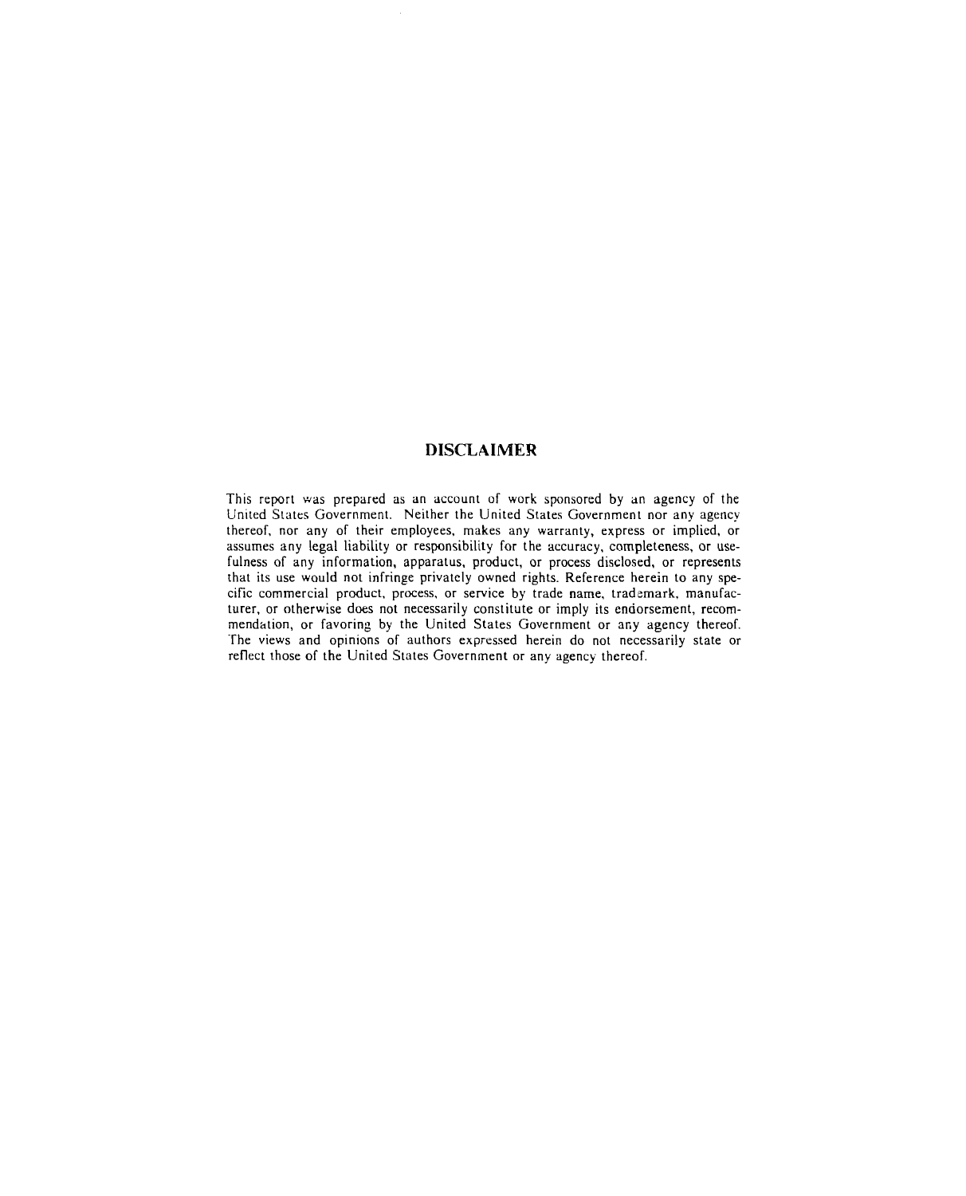## DISCLAIMER

This report was prepared as an account of work sponsored by an agency of the United States Government. Neither the United States Government nor any agency thereof, nor any of their employees, makes any warranty, express or implied, or assumes any legal liability or responsibility for the accuracy, completeness, or usefulness of any information, apparatus, product, or process disclosed, or represents that its use would not infringe privately owned rights. Reference herein to any specific commercial product, process, or service by trade name, trademark, manufacturer, or otherwise does not necessarily constitute or imply its endorsement, recommendation, or favoring by the United States Government or any agency thereof. The views and opinions of authors expressed herein do not necessarily state or reflect those of the United States Government or any agency thereof.